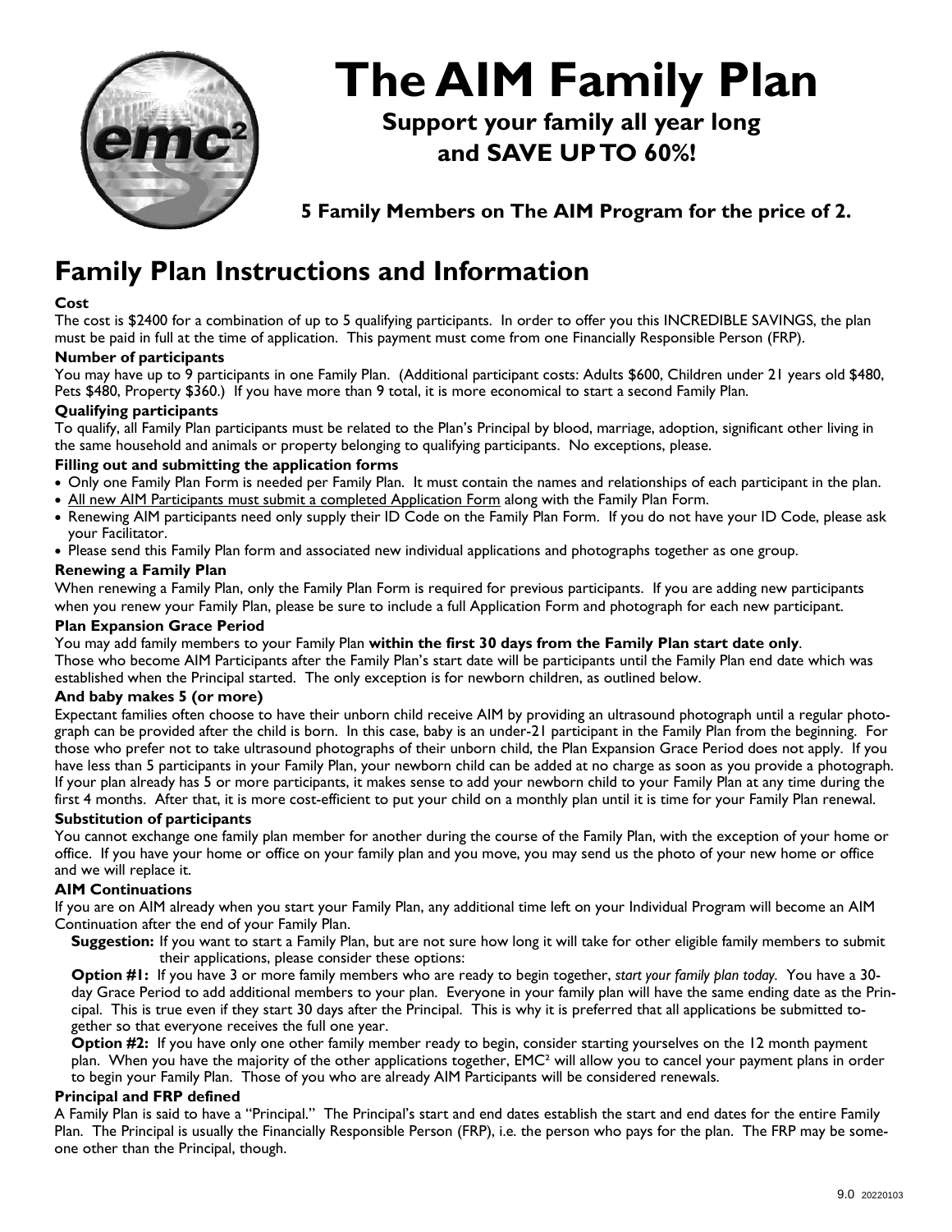# The AIM Family Plan

### Support your family all year long and SAVE UP TO 60%!

### 5 Family Members on The AIM Program for the price of 2.

## Family Plan Instructions and Information

**Cost**

The cost is $2400 for a combination of up to 5 qualifying participants. In order to offer you this INCREDIBLE SAVINGS, the plan must be paid in full at the time of application. This payment must come from one Financially Responsible Person (FRP).

**Number of participants**

You may have up to 9 participants in one Family Plan. (Additional participant costs: Adults $600, Children under 21 years old $480, Pets $480, Property $360.) If you have more than 9 total, it is more economical to start a second Family Plan.

**Qualifying participants**

To qualify, all Family Plan participants must be related to the Plan's Principal by blood, marriage, adoption, significant other living in the same household and animals or property belonging to qualifying participants. No exceptions, please.

**Filling out and submitting the application forms**

- Only one Family Plan Form is needed per Family Plan. It must contain the names and relationships of each participant in the plan.
- <u>All new AIM Participants must submit a completed Application Form</u> along with the Family Plan Form.
- Renewing AIM participants need only supply their ID Code on the Family Plan Form. If you do not have your ID Code, please ask your Facilitator.
- Please send this Family Plan form and associated new individual applications and photographs together as one group.

**Renewing a Family Plan**

When renewing a Family Plan, only the Family Plan Form is required for previous participants. If you are adding new participants when you renew your Family Plan, please be sure to include a full Application Form and photograph for each new participant.

**Plan Expansion Grace Period**

You may add family members to your Family Plan **within the first 30 days from the Family Plan start date only**.
Those who become AIM Participants after the Family Plan's start date will be participants until the Family Plan end date which was established when the Principal started. The only exception is for newborn children, as outlined below.

**And baby makes 5 (or more)**

Expectant families often choose to have their unborn child receive AIM by providing an ultrasound photograph until a regular photograph can be provided after the child is born. In this case, baby is an under-21 participant in the Family Plan from the beginning. For those who prefer not to take ultrasound photographs of their unborn child, the Plan Expansion Grace Period does not apply. If you have less than 5 participants in your Family Plan, your newborn child can be added at no charge as soon as you provide a photograph. If your plan already has 5 or more participants, it makes sense to add your newborn child to your Family Plan at any time during the first 4 months. After that, it is more cost-efficient to put your child on a monthly plan until it is time for your Family Plan renewal.

**Substitution of participants**

You cannot exchange one family plan member for another during the course of the Family Plan, with the exception of your home or office. If you have your home or office on your family plan and you move, you may send us the photo of your new home or office and we will replace it.

**AIM Continuations**

If you are on AIM already when you start your Family Plan, any additional time left on your Individual Program will become an AIM Continuation after the end of your Family Plan.

**Suggestion:** If you want to start a Family Plan, but are not sure how long it will take for other eligible family members to submit their applications, please consider these options:

**Option #1:** If you have 3 or more family members who are ready to begin together, *start your family plan today.* You have a 30-day Grace Period to add additional members to your plan. Everyone in your family plan will have the same ending date as the Principal. This is true even if they start 30 days after the Principal. This is why it is preferred that all applications be submitted together so that everyone receives the full one year.

**Option #2:** If you have only one other family member ready to begin, consider starting yourselves on the 12 month payment plan. When you have the majority of the other applications together, EMC² will allow you to cancel your payment plans in order to begin your Family Plan. Those of you who are already AIM Participants will be considered renewals.

**Principal and FRP defined**

A Family Plan is said to have a "Principal." The Principal's start and end dates establish the start and end dates for the entire Family Plan. The Principal is usually the Financially Responsible Person (FRP), i.e. the person who pays for the plan. The FRP may be someone other than the Principal, though.

9.0 20220103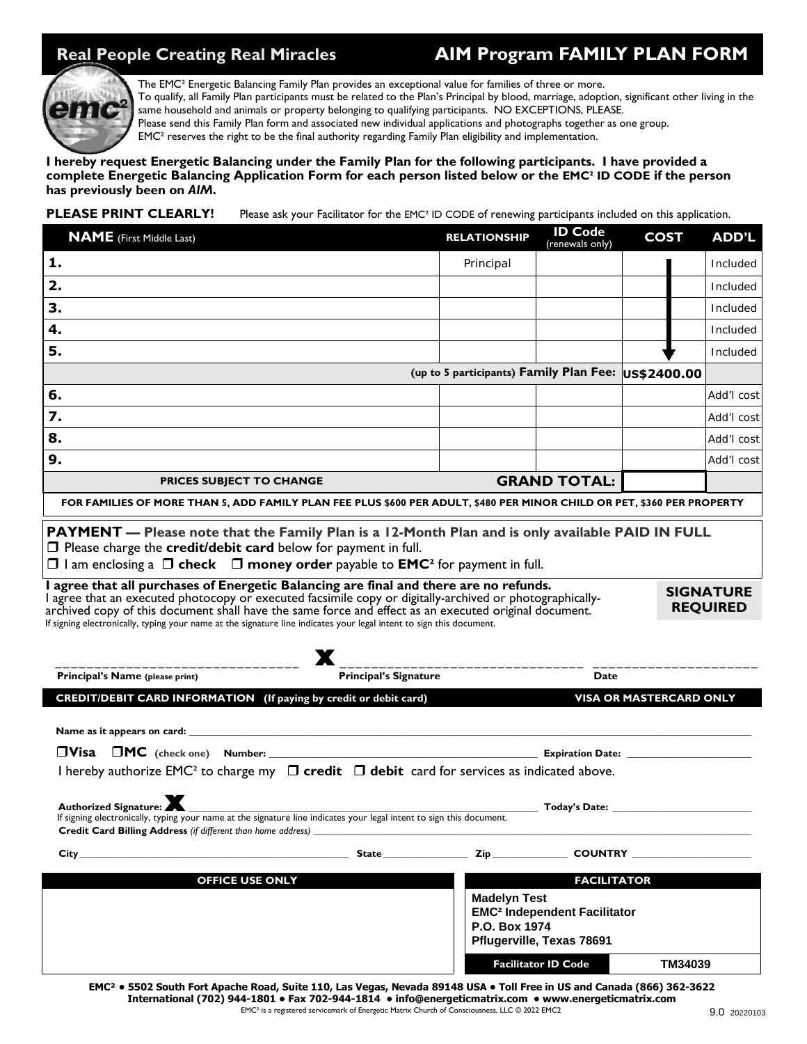## Real People Creating Real Miracles

## AIM Program FAMILY PLAN FORM

The EMC² Energetic Balancing Family Plan provides an exceptional value for families of three or more.
To qualify, all Family Plan participants must be related to the Plan's Principal by blood, marriage, adoption, significant other living in the same household and animals or property belonging to qualifying participants. NO EXCEPTIONS, PLEASE.
Please send this Family Plan form and associated new individual applications and photographs together as one group.
EMC² reserves the right to be the final authority regarding Family Plan eligibility and implementation.

**I hereby request Energetic Balancing under the Family Plan for the following participants. I have provided a complete Energetic Balancing Application Form for each person listed below or the EMC² ID CODE if the person has previously been on *AIM*.**

**PLEASE PRINT CLEARLY!** Please ask your Facilitator for the EMC² ID CODE of renewing participants included on this application.

| NAME (First Middle Last) | RELATIONSHIP | ID Code (renewals only) | COST | ADD'L |
|---|---|---|---|---|
| 1. | Principal | | | Included |
| 2. | | | | Included |
| 3. | | | | Included |
| 4. | | | | Included |
| 5. | | | | Included |
| (up to 5 participants) Family Plan Fee: | | | US$2400.00 | |
| 6. | | | | Add'l cost |
| 7. | | | | Add'l cost |
| 8. | | | | Add'l cost |
| 9. | | | | Add'l cost |
| PRICES SUBJECT TO CHANGE | | GRAND TOTAL: | | |

**FOR FAMILIES OF MORE THAN 5, ADD FAMILY PLAN FEE PLUS $600 PER ADULT, $480 PER MINOR CHILD OR PET, $360 PER PROPERTY**

**PAYMENT — Please note that the Family Plan is a 12-Month Plan and is only available PAID IN FULL**

☐ Please charge the **credit/debit card** below for payment in full.

☐ I am enclosing a ☐ **check** ☐ **money order** payable to **EMC²** for payment in full.

**I agree that all purchases of Energetic Balancing are final and there are no refunds.**
I agree that an executed photocopy or executed facsimile copy or digitally-archived or photographically-archived copy of this document shall have the same force and effect as an executed original document.
If signing electronically, typing your name at the signature line indicates your legal intent to sign this document.

**SIGNATURE REQUIRED**

______________________________ X ______________________________ ____________________
**Principal's Name (please print)** **Principal's Signature** **Date**

**CREDIT/DEBIT CARD INFORMATION (If paying by credit or debit card)** **VISA OR MASTERCARD ONLY**

**Name as it appears on card:** ______________________________

☐**Visa** ☐**MC (check one) Number:** ______________________________ **Expiration Date:** ____________

I hereby authorize EMC² to charge my ☐ **credit** ☐ **debit** card for services as indicated above.

**Authorized Signature:** X ______________________________ **Today's Date:** ____________

If signing electronically, typing your name at the signature line indicates your legal intent to sign this document.

**Credit Card Billing Address** *(if different than home address)* ______________________________

**City** ____________ **State** ____________ **Zip** ____________ **COUNTRY** ____________

| OFFICE USE ONLY | FACILITATOR | |
|---|---|---|
| | **Madelyn Test**<br>**EMC² Independent Facilitator**<br>**P.O. Box 1974**<br>**Pflugerville, Texas 78691** | |
| | **Facilitator ID Code** | **TM34039** |

**EMC² • 5502 South Fort Apache Road, Suite 110, Las Vegas, Nevada 89148 USA • Toll Free in US and Canada (866) 362-3622**
**International (702) 944-1801 • Fax 702-944-1814 • info@energeticmatrix.com • www.energeticmatrix.com**
EMC² is a registered servicemark of Energetic Matrix Church of Consciousness, LLC © 2022 EMC2

9.0 20220103